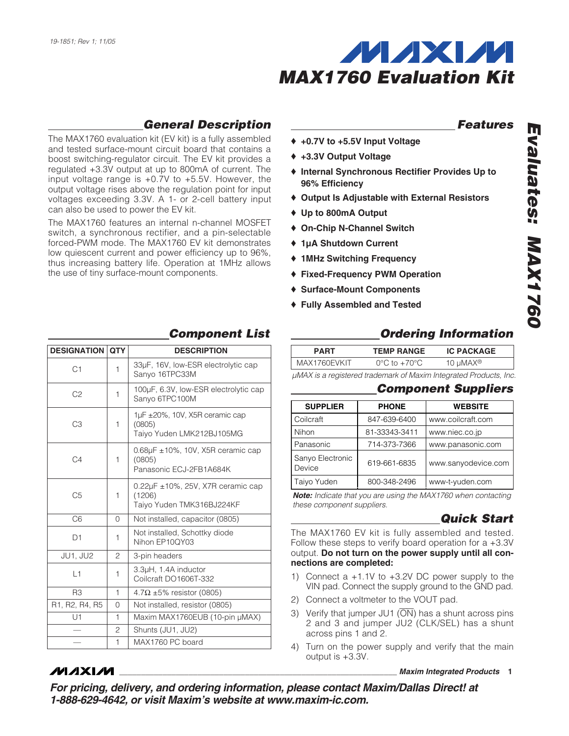19-1851; Rev 1; 11/05

# MAX1760 Evaluation Kit

## General Description

The MAX1760 evaluation kit (EV kit) is a fully assembled and tested surface-mount circuit board that contains a boost switching-regulator circuit. The EV kit provides a regulated +3.3V output at up to 800mA of current. The input voltage range is +0.7V to +5.5V. However, the output voltage rises above the regulation point for input voltages exceeding 3.3V. A 1- or 2-cell battery input can also be used to power the EV kit.

The MAX1760 features an internal n-channel MOSFET switch, a synchronous rectifier, and a pin-selectable forced-PWM mode. The MAX1760 EV kit demonstrates low quiescent current and power efficiency up to 96%, thus increasing battery life. Operation at 1MHz allows the use of tiny surface-mount components.

## Features

- ♦ **+0.7V to +5.5V Input Voltage**
- ♦ **+3.3V Output Voltage**
- ♦ **Internal Synchronous Rectifier Provides Up to 96% Efficiency**
- ♦ **Output Is Adjustable with External Resistors**
- ♦ **Up to 800mA Output**
- ♦ **On-Chip N-Channel Switch**
- ♦ **1µA Shutdown Current**
- ♦ **1MHz Switching Frequency**
- ♦ **Fixed-Frequency PWM Operation**
- ♦ **Surface-Mount Components**
- ♦ **Fully Assembled and Tested**

## Component List

| DESIGNATION | QTY | DESCRIPTION |
|---|---|---|
| C1 | 1 | 33µF, 16V, low-ESR electrolytic cap Sanyo 16TPC33M |
| C2 | 1 | 100µF, 6.3V, low-ESR electrolytic cap Sanyo 6TPC100M |
| C3 | 1 | 1µF ±20%, 10V, X5R ceramic cap (0805) Taiyo Yuden LMK212BJ105MG |
| C4 | 1 | 0.68µF ±10%, 10V, X5R ceramic cap (0805) Panasonic ECJ-2FB1A684K |
| C5 | 1 | 0.22µF ±10%, 25V, X7R ceramic cap (1206) Taiyo Yuden TMK316BJ224KF |
| C6 | 0 | Not installed, capacitor (0805) |
| D1 | 1 | Not installed, Schottky diode Nihon EP10QY03 |
| JU1, JU2 | 2 | 3-pin headers |
| L1 | 1 | 3.3µH, 1.4A inductor Coilcraft DO1606T-332 |
| R3 | 1 | 4.7Ω ±5% resistor (0805) |
| R1, R2, R4, R5 | 0 | Not installed, resistor (0805) |
| U1 | 1 | Maxim MAX1760EUB (10-pin µMAX) |
| — | 2 | Shunts (JU1, JU2) |
| — | 1 | MAX1760 PC board |

## Ordering Information

| PART | TEMP RANGE | IC PACKAGE |
|---|---|---|
| MAX1760EVKIT | 0°C to +70°C | 10 µMAX® |

*µMAX is a registered trademark of Maxim Integrated Products, Inc.*

## Component Suppliers

| SUPPLIER | PHONE | WEBSITE |
|---|---|---|
| Coilcraft | 847-639-6400 | www.coilcraft.com |
| Nihon | 81-33343-3411 | www.niec.co.jp |
| Panasonic | 714-373-7366 | www.panasonic.com |
| Sanyo Electronic Device | 619-661-6835 | www.sanyodevice.com |
| Taiyo Yuden | 800-348-2496 | www-t-yuden.com |

***Note:** Indicate that you are using the MAX1760 when contacting these component suppliers.*

## Quick Start

The MAX1760 EV kit is fully assembled and tested. Follow these steps to verify board operation for a +3.3V output. **Do not turn on the power supply until all connections are completed:**

1) Connect a +1.1V to +3.2V DC power supply to the VIN pad. Connect the supply ground to the GND pad.
2) Connect a voltmeter to the VOUT pad.
3) Verify that jumper JU1 ($\overline{\text{ON}}$) has a shunt across pins 2 and 3 and jumper JU2 (CLK/SEL) has a shunt across pins 1 and 2.
4) Turn on the power supply and verify that the main output is +3.3V.

***For pricing, delivery, and ordering information, please contact Maxim/Dallas Direct! at 1-888-629-4642, or visit Maxim's website at www.maxim-ic.com.***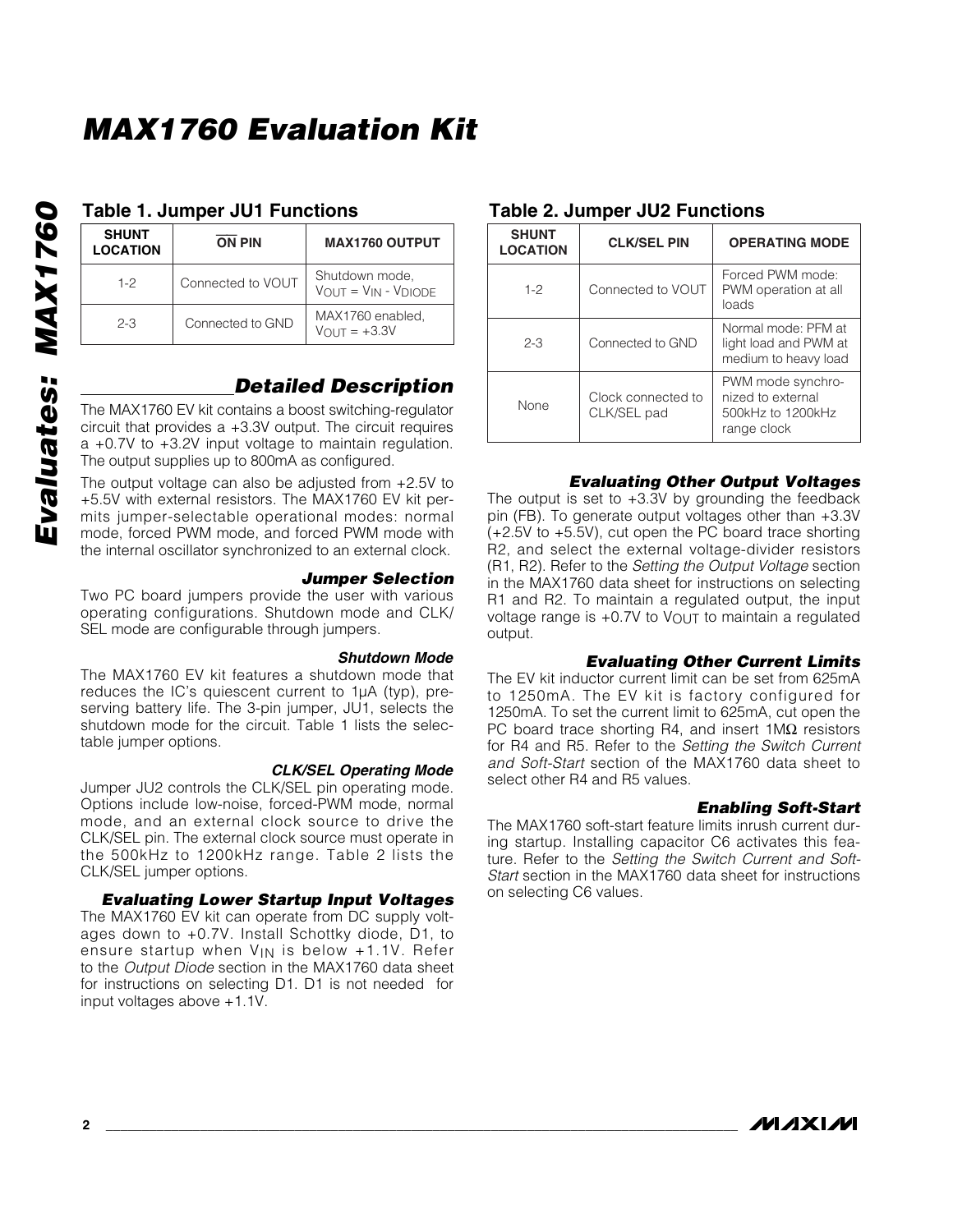## Table 1. Jumper JU1 Functions

| SHUNT LOCATION | $\overline{ON}$ PIN | MAX1760 OUTPUT |
|---|---|---|
| 1-2 | Connected to VOUT | Shutdown mode, $V_{OUT} = V_{IN} - V_{DIODE}$ |
| 2-3 | Connected to GND | MAX1760 enabled, $V_{OUT}$ = +3.3V |

## Detailed Description

The MAX1760 EV kit contains a boost switching-regulator circuit that provides a +3.3V output. The circuit requires a +0.7V to +3.2V input voltage to maintain regulation. The output supplies up to 800mA as configured.

The output voltage can also be adjusted from +2.5V to +5.5V with external resistors. The MAX1760 EV kit permits jumper-selectable operational modes: normal mode, forced PWM mode, and forced PWM mode with the internal oscillator synchronized to an external clock.

### Jumper Selection

Two PC board jumpers provide the user with various operating configurations. Shutdown mode and CLK/SEL mode are configurable through jumpers.

#### Shutdown Mode

The MAX1760 EV kit features a shutdown mode that reduces the IC's quiescent current to 1µA (typ), preserving battery life. The 3-pin jumper, JU1, selects the shutdown mode for the circuit. Table 1 lists the selectable jumper options.

#### CLK/SEL Operating Mode

Jumper JU2 controls the CLK/SEL pin operating mode. Options include low-noise, forced-PWM mode, normal mode, and an external clock source to drive the CLK/SEL pin. The external clock source must operate in the 500kHz to 1200kHz range. Table 2 lists the CLK/SEL jumper options.

### Evaluating Lower Startup Input Voltages

The MAX1760 EV kit can operate from DC supply voltages down to +0.7V. Install Schottky diode, D1, to ensure startup when $V_{IN}$ is below +1.1V. Refer to the *Output Diode* section in the MAX1760 data sheet for instructions on selecting D1. D1 is not needed for input voltages above +1.1V.

## Table 2. Jumper JU2 Functions

| SHUNT LOCATION | CLK/SEL PIN | OPERATING MODE |
|---|---|---|
| 1-2 | Connected to VOUT | Forced PWM mode: PWM operation at all loads |
| 2-3 | Connected to GND | Normal mode: PFM at light load and PWM at medium to heavy load |
| None | Clock connected to CLK/SEL pad | PWM mode synchronized to external 500kHz to 1200kHz range clock |

### Evaluating Other Output Voltages

The output is set to +3.3V by grounding the feedback pin (FB). To generate output voltages other than +3.3V (+2.5V to +5.5V), cut open the PC board trace shorting R2, and select the external voltage-divider resistors (R1, R2). Refer to the *Setting the Output Voltage* section in the MAX1760 data sheet for instructions on selecting R1 and R2. To maintain a regulated output, the input voltage range is +0.7V to $V_{OUT}$ to maintain a regulated output.

### Evaluating Other Current Limits

The EV kit inductor current limit can be set from 625mA to 1250mA. The EV kit is factory configured for 1250mA. To set the current limit to 625mA, cut open the PC board trace shorting R4, and insert 1MΩ resistors for R4 and R5. Refer to the *Setting the Switch Current and Soft-Start* section of the MAX1760 data sheet to select other R4 and R5 values.

### Enabling Soft-Start

The MAX1760 soft-start feature limits inrush current during startup. Installing capacitor C6 activates this feature. Refer to the *Setting the Switch Current and Soft-Start* section in the MAX1760 data sheet for instructions on selecting C6 values.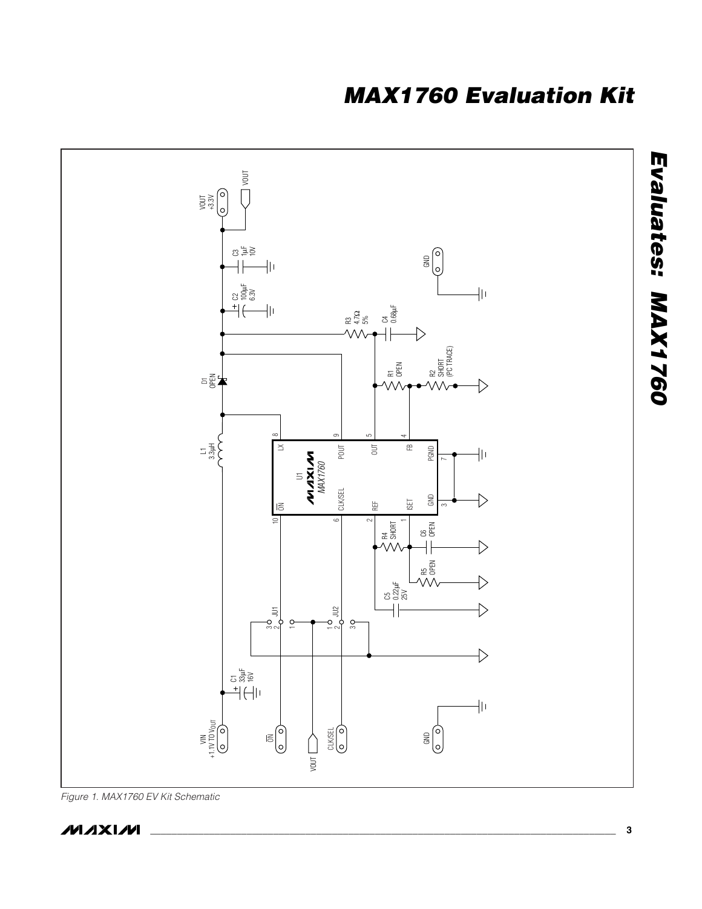# MAX1760 Evaluation Kit

*Figure 1. MAX1760 EV Kit Schematic*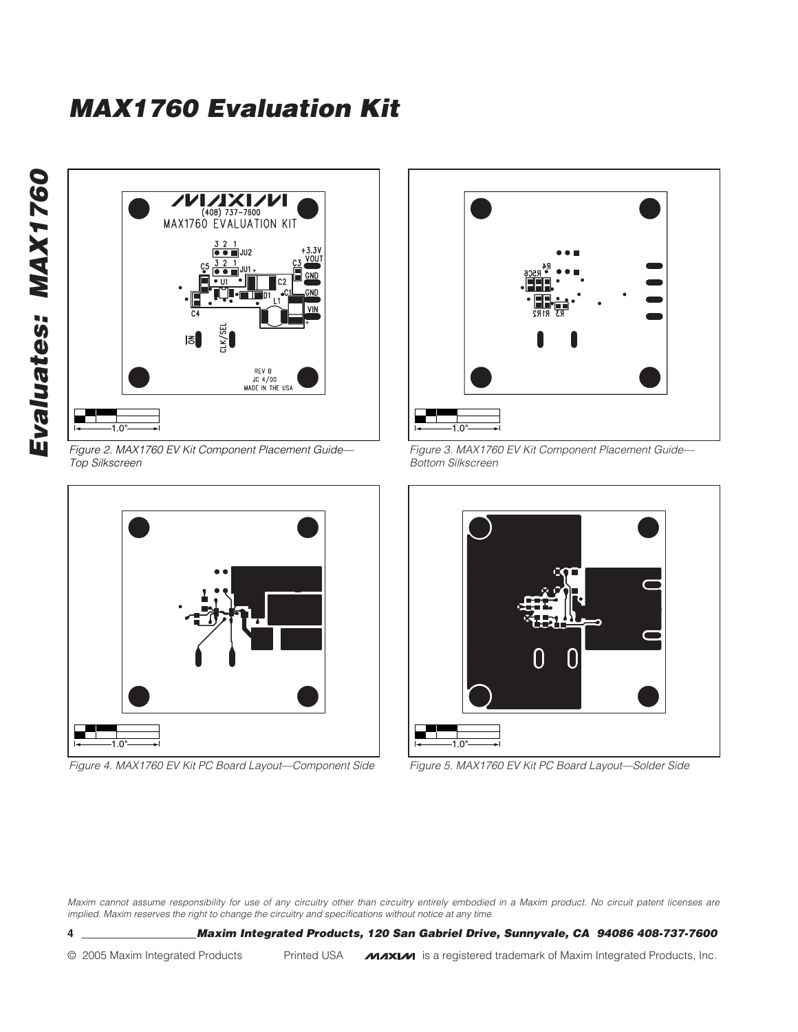# MAX1760 Evaluation Kit

Figure 2. MAX1760 EV Kit Component Placement Guide—Top Silkscreen

Figure 3. MAX1760 EV Kit Component Placement Guide—Bottom Silkscreen

Figure 4. MAX1760 EV Kit PC Board Layout—Component Side

Figure 5. MAX1760 EV Kit PC Board Layout—Solder Side

*Maxim cannot assume responsibility for use of any circuitry other than circuitry entirely embodied in a Maxim product. No circuit patent licenses are implied. Maxim reserves the right to change the circuitry and specifications without notice at any time.*

***Maxim Integrated Products, 120 San Gabriel Drive, Sunnyvale, CA 94086 408-737-7600***

© 2005 Maxim Integrated Products Printed USA MAXIM is a registered trademark of Maxim Integrated Products, Inc.